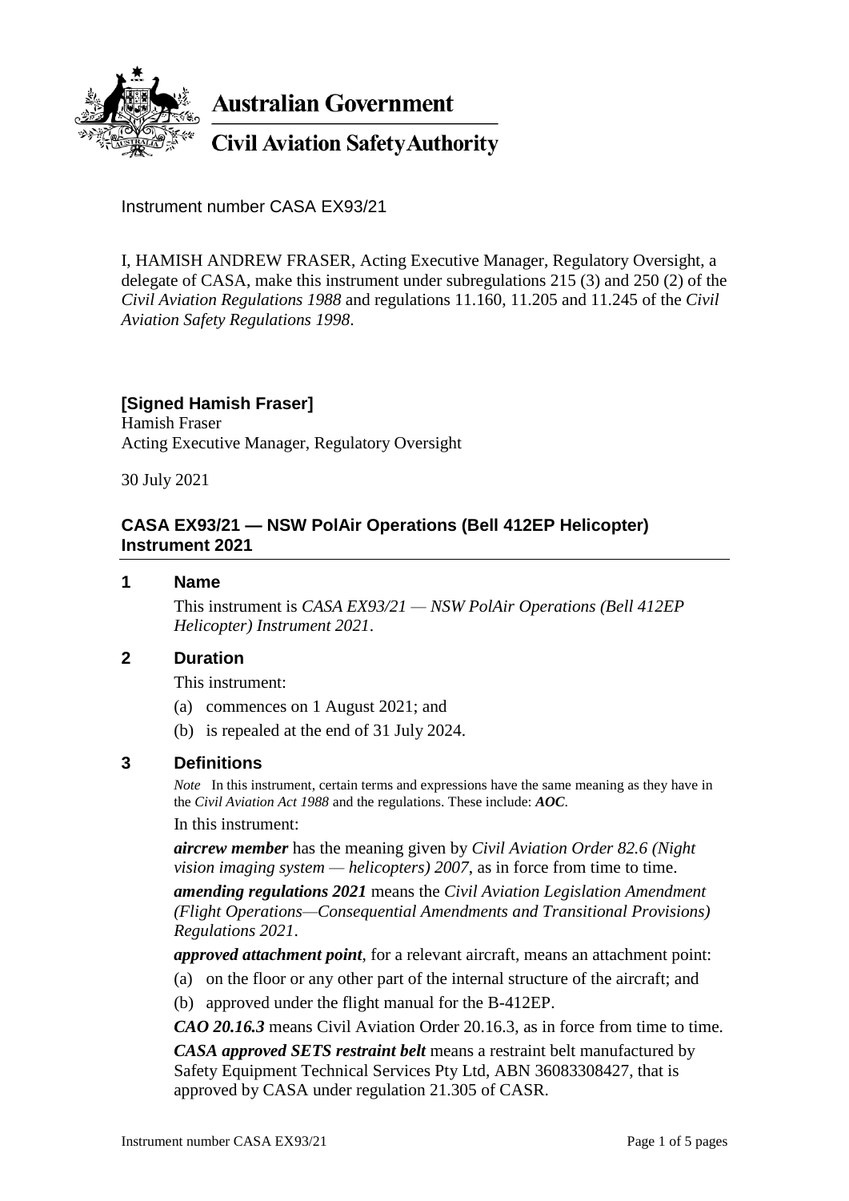**Australian Government**

**Civil Aviation Safety Authority**

Instrument number CASA EX93/21

I, HAMISH ANDREW FRASER, Acting Executive Manager, Regulatory Oversight, a delegate of CASA, make this instrument under subregulations 215 (3) and 250 (2) of the *Civil Aviation Regulations 1988* and regulations 11.160, 11.205 and 11.245 of the *Civil Aviation Safety Regulations 1998*.

**[Signed Hamish Fraser]**
Hamish Fraser
Acting Executive Manager, Regulatory Oversight

30 July 2021

## CASA EX93/21 — NSW PolAir Operations (Bell 412EP Helicopter) Instrument 2021

### 1 Name

This instrument is *CASA EX93/21 — NSW PolAir Operations (Bell 412EP Helicopter) Instrument 2021*.

### 2 Duration

This instrument:

(a) commences on 1 August 2021; and

(b) is repealed at the end of 31 July 2024.

### 3 Definitions

*Note* In this instrument, certain terms and expressions have the same meaning as they have in the *Civil Aviation Act 1988* and the regulations. These include: ***AOC***.

In this instrument:

***aircrew member*** has the meaning given by *Civil Aviation Order 82.6 (Night vision imaging system — helicopters) 2007*, as in force from time to time.

***amending regulations 2021*** means the *Civil Aviation Legislation Amendment (Flight Operations—Consequential Amendments and Transitional Provisions) Regulations 2021*.

***approved attachment point***, for a relevant aircraft, means an attachment point:

(a) on the floor or any other part of the internal structure of the aircraft; and

(b) approved under the flight manual for the B-412EP.

***CAO 20.16.3*** means Civil Aviation Order 20.16.3, as in force from time to time.

***CASA approved SETS restraint belt*** means a restraint belt manufactured by Safety Equipment Technical Services Pty Ltd, ABN 36083308427, that is approved by CASA under regulation 21.305 of CASR.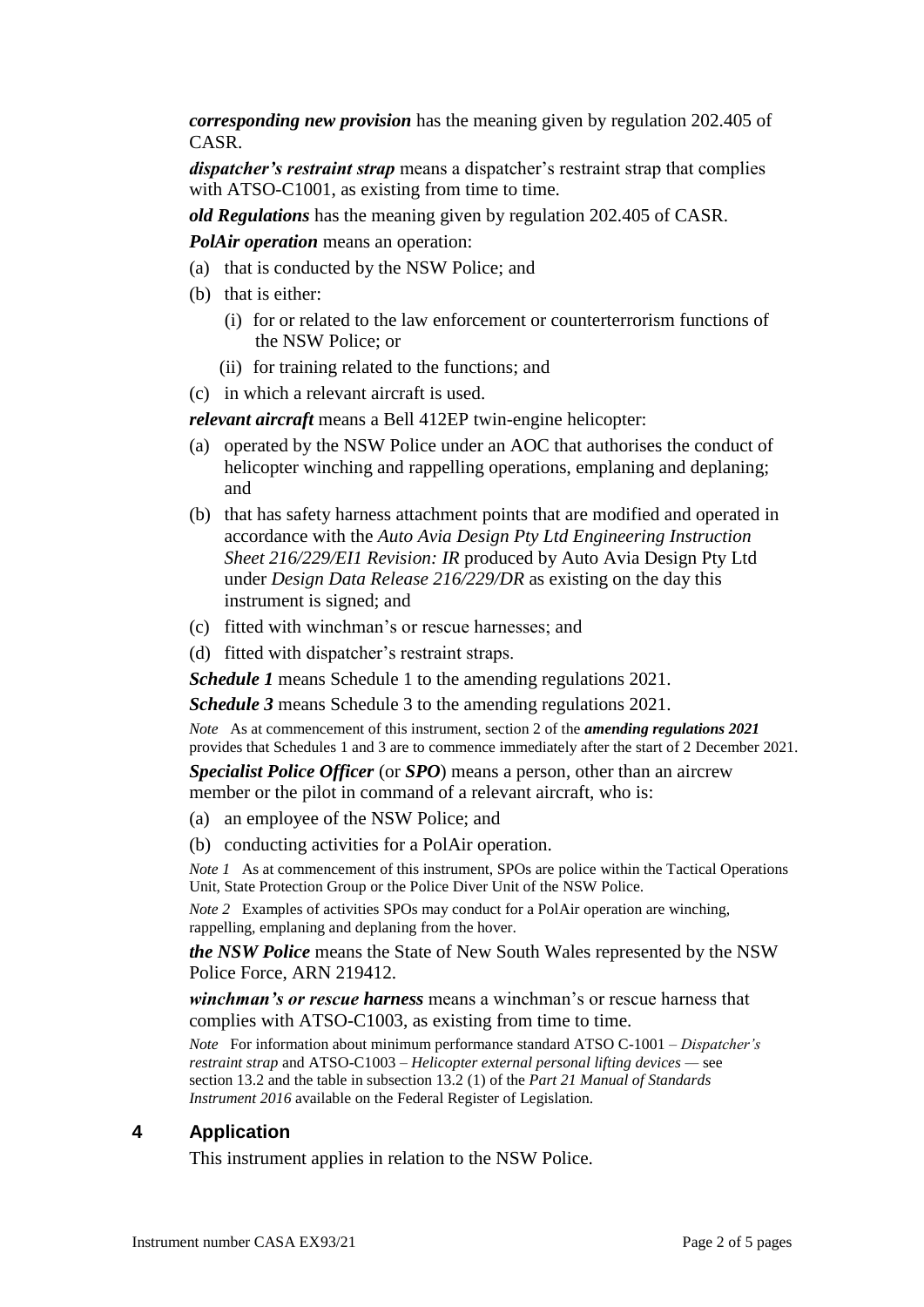***corresponding new provision*** has the meaning given by regulation 202.405 of CASR.

***dispatcher's restraint strap*** means a dispatcher's restraint strap that complies with ATSO-C1001, as existing from time to time.

***old Regulations*** has the meaning given by regulation 202.405 of CASR.

***PolAir operation*** means an operation:

(a) that is conducted by the NSW Police; and

(b) that is either:

(i) for or related to the law enforcement or counterterrorism functions of the NSW Police; or

(ii) for training related to the functions; and

(c) in which a relevant aircraft is used.

***relevant aircraft*** means a Bell 412EP twin-engine helicopter:

(a) operated by the NSW Police under an AOC that authorises the conduct of helicopter winching and rappelling operations, emplaning and deplaning; and

(b) that has safety harness attachment points that are modified and operated in accordance with the *Auto Avia Design Pty Ltd Engineering Instruction Sheet 216/229/EI1 Revision: IR* produced by Auto Avia Design Pty Ltd under *Design Data Release 216/229/DR* as existing on the day this instrument is signed; and

(c) fitted with winchman's or rescue harnesses; and

(d) fitted with dispatcher's restraint straps.

***Schedule 1*** means Schedule 1 to the amending regulations 2021.

***Schedule 3*** means Schedule 3 to the amending regulations 2021.

*Note* As at commencement of this instrument, section 2 of the ***amending regulations 2021*** provides that Schedules 1 and 3 are to commence immediately after the start of 2 December 2021.

***Specialist Police Officer*** (or ***SPO***) means a person, other than an aircrew member or the pilot in command of a relevant aircraft, who is:

(a) an employee of the NSW Police; and

(b) conducting activities for a PolAir operation.

*Note 1* As at commencement of this instrument, SPOs are police within the Tactical Operations Unit, State Protection Group or the Police Diver Unit of the NSW Police.

*Note 2* Examples of activities SPOs may conduct for a PolAir operation are winching, rappelling, emplaning and deplaning from the hover.

***the NSW Police*** means the State of New South Wales represented by the NSW Police Force, ARN 219412.

***winchman's or rescue harness*** means a winchman's or rescue harness that complies with ATSO-C1003, as existing from time to time.

*Note* For information about minimum performance standard ATSO C-1001 – *Dispatcher's restraint strap* and ATSO-C1003 – *Helicopter external personal lifting devices* — see section 13.2 and the table in subsection 13.2 (1) of the *Part 21 Manual of Standards Instrument 2016* available on the Federal Register of Legislation.

## 4 Application

This instrument applies in relation to the NSW Police.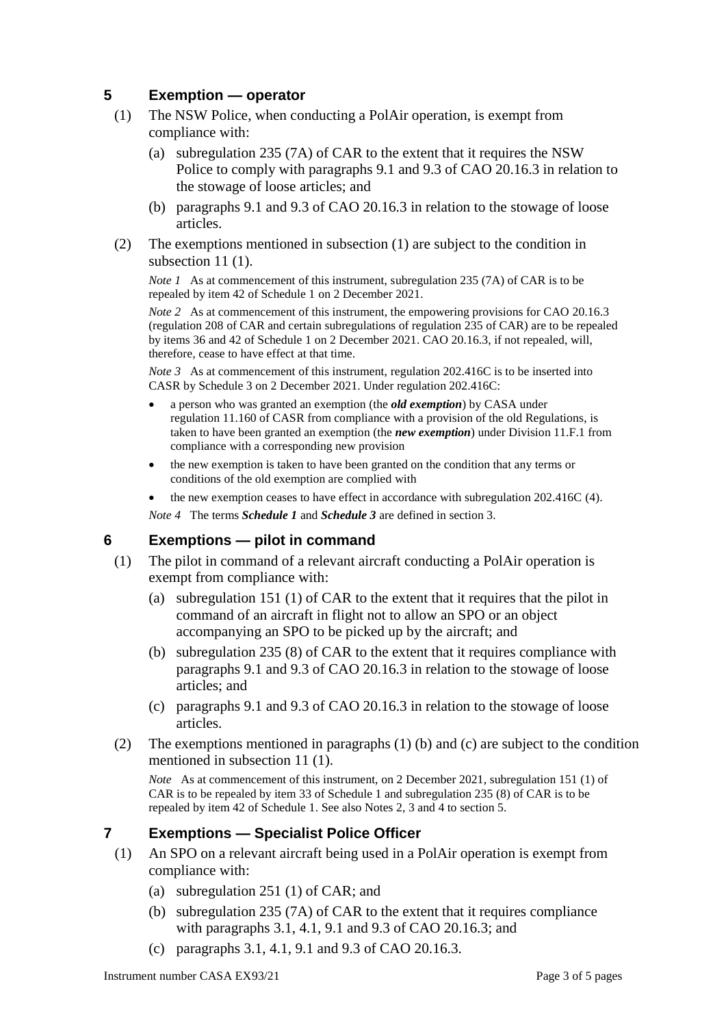## 5 Exemption — operator

(1) The NSW Police, when conducting a PolAir operation, is exempt from compliance with:

(a) subregulation 235 (7A) of CAR to the extent that it requires the NSW Police to comply with paragraphs 9.1 and 9.3 of CAO 20.16.3 in relation to the stowage of loose articles; and

(b) paragraphs 9.1 and 9.3 of CAO 20.16.3 in relation to the stowage of loose articles.

(2) The exemptions mentioned in subsection (1) are subject to the condition in subsection 11 (1).

*Note 1* As at commencement of this instrument, subregulation 235 (7A) of CAR is to be repealed by item 42 of Schedule 1 on 2 December 2021.

*Note 2* As at commencement of this instrument, the empowering provisions for CAO 20.16.3 (regulation 208 of CAR and certain subregulations of regulation 235 of CAR) are to be repealed by items 36 and 42 of Schedule 1 on 2 December 2021. CAO 20.16.3, if not repealed, will, therefore, cease to have effect at that time.

*Note 3* As at commencement of this instrument, regulation 202.416C is to be inserted into CASR by Schedule 3 on 2 December 2021. Under regulation 202.416C:

- a person who was granted an exemption (the ***old exemption***) by CASA under regulation 11.160 of CASR from compliance with a provision of the old Regulations, is taken to have been granted an exemption (the ***new exemption***) under Division 11.F.1 from compliance with a corresponding new provision
- the new exemption is taken to have been granted on the condition that any terms or conditions of the old exemption are complied with
- the new exemption ceases to have effect in accordance with subregulation 202.416C (4).

*Note 4* The terms ***Schedule 1*** and ***Schedule 3*** are defined in section 3.

## 6 Exemptions — pilot in command

(1) The pilot in command of a relevant aircraft conducting a PolAir operation is exempt from compliance with:

(a) subregulation 151 (1) of CAR to the extent that it requires that the pilot in command of an aircraft in flight not to allow an SPO or an object accompanying an SPO to be picked up by the aircraft; and

(b) subregulation 235 (8) of CAR to the extent that it requires compliance with paragraphs 9.1 and 9.3 of CAO 20.16.3 in relation to the stowage of loose articles; and

(c) paragraphs 9.1 and 9.3 of CAO 20.16.3 in relation to the stowage of loose articles.

(2) The exemptions mentioned in paragraphs (1) (b) and (c) are subject to the condition mentioned in subsection 11 (1).

*Note* As at commencement of this instrument, on 2 December 2021, subregulation 151 (1) of CAR is to be repealed by item 33 of Schedule 1 and subregulation 235 (8) of CAR is to be repealed by item 42 of Schedule 1. See also Notes 2, 3 and 4 to section 5.

## 7 Exemptions — Specialist Police Officer

(1) An SPO on a relevant aircraft being used in a PolAir operation is exempt from compliance with:

(a) subregulation 251 (1) of CAR; and

(b) subregulation 235 (7A) of CAR to the extent that it requires compliance with paragraphs 3.1, 4.1, 9.1 and 9.3 of CAO 20.16.3; and

(c) paragraphs 3.1, 4.1, 9.1 and 9.3 of CAO 20.16.3.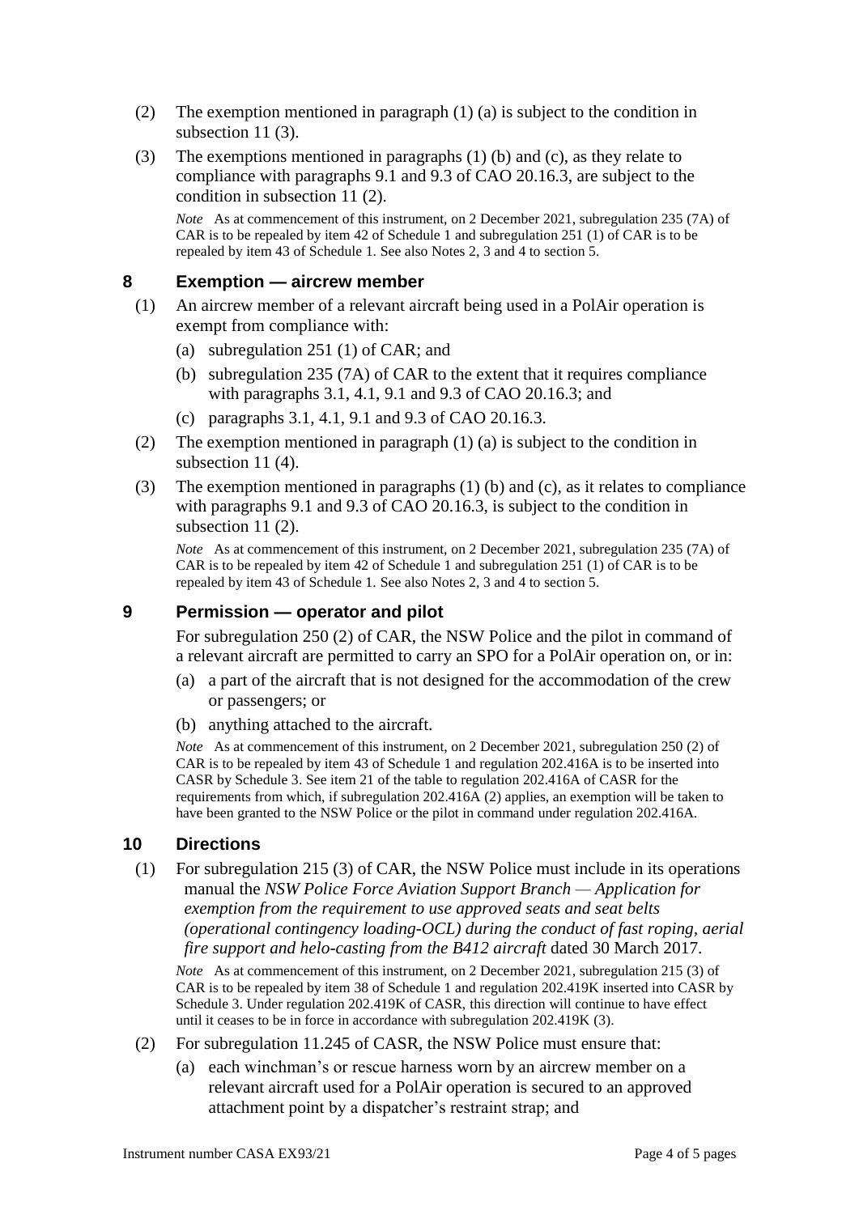(2) The exemption mentioned in paragraph (1) (a) is subject to the condition in subsection 11 (3).

(3) The exemptions mentioned in paragraphs (1) (b) and (c), as they relate to compliance with paragraphs 9.1 and 9.3 of CAO 20.16.3, are subject to the condition in subsection 11 (2).

*Note* As at commencement of this instrument, on 2 December 2021, subregulation 235 (7A) of CAR is to be repealed by item 42 of Schedule 1 and subregulation 251 (1) of CAR is to be repealed by item 43 of Schedule 1. See also Notes 2, 3 and 4 to section 5.

## 8 Exemption — aircrew member

(1) An aircrew member of a relevant aircraft being used in a PolAir operation is exempt from compliance with:

(a) subregulation 251 (1) of CAR; and

(b) subregulation 235 (7A) of CAR to the extent that it requires compliance with paragraphs 3.1, 4.1, 9.1 and 9.3 of CAO 20.16.3; and

(c) paragraphs 3.1, 4.1, 9.1 and 9.3 of CAO 20.16.3.

(2) The exemption mentioned in paragraph (1) (a) is subject to the condition in subsection 11 (4).

(3) The exemption mentioned in paragraphs (1) (b) and (c), as it relates to compliance with paragraphs 9.1 and 9.3 of CAO 20.16.3, is subject to the condition in subsection 11 (2).

*Note* As at commencement of this instrument, on 2 December 2021, subregulation 235 (7A) of CAR is to be repealed by item 42 of Schedule 1 and subregulation 251 (1) of CAR is to be repealed by item 43 of Schedule 1. See also Notes 2, 3 and 4 to section 5.

## 9 Permission — operator and pilot

For subregulation 250 (2) of CAR, the NSW Police and the pilot in command of a relevant aircraft are permitted to carry an SPO for a PolAir operation on, or in:

(a) a part of the aircraft that is not designed for the accommodation of the crew or passengers; or

(b) anything attached to the aircraft.

*Note* As at commencement of this instrument, on 2 December 2021, subregulation 250 (2) of CAR is to be repealed by item 43 of Schedule 1 and regulation 202.416A is to be inserted into CASR by Schedule 3. See item 21 of the table to regulation 202.416A of CASR for the requirements from which, if subregulation 202.416A (2) applies, an exemption will be taken to have been granted to the NSW Police or the pilot in command under regulation 202.416A.

## 10 Directions

(1) For subregulation 215 (3) of CAR, the NSW Police must include in its operations manual the *NSW Police Force Aviation Support Branch — Application for exemption from the requirement to use approved seats and seat belts (operational contingency loading-OCL) during the conduct of fast roping, aerial fire support and helo-casting from the B412 aircraft* dated 30 March 2017.

*Note* As at commencement of this instrument, on 2 December 2021, subregulation 215 (3) of CAR is to be repealed by item 38 of Schedule 1 and regulation 202.419K inserted into CASR by Schedule 3. Under regulation 202.419K of CASR, this direction will continue to have effect until it ceases to be in force in accordance with subregulation 202.419K (3).

(2) For subregulation 11.245 of CASR, the NSW Police must ensure that:

(a) each winchman's or rescue harness worn by an aircrew member on a relevant aircraft used for a PolAir operation is secured to an approved attachment point by a dispatcher's restraint strap; and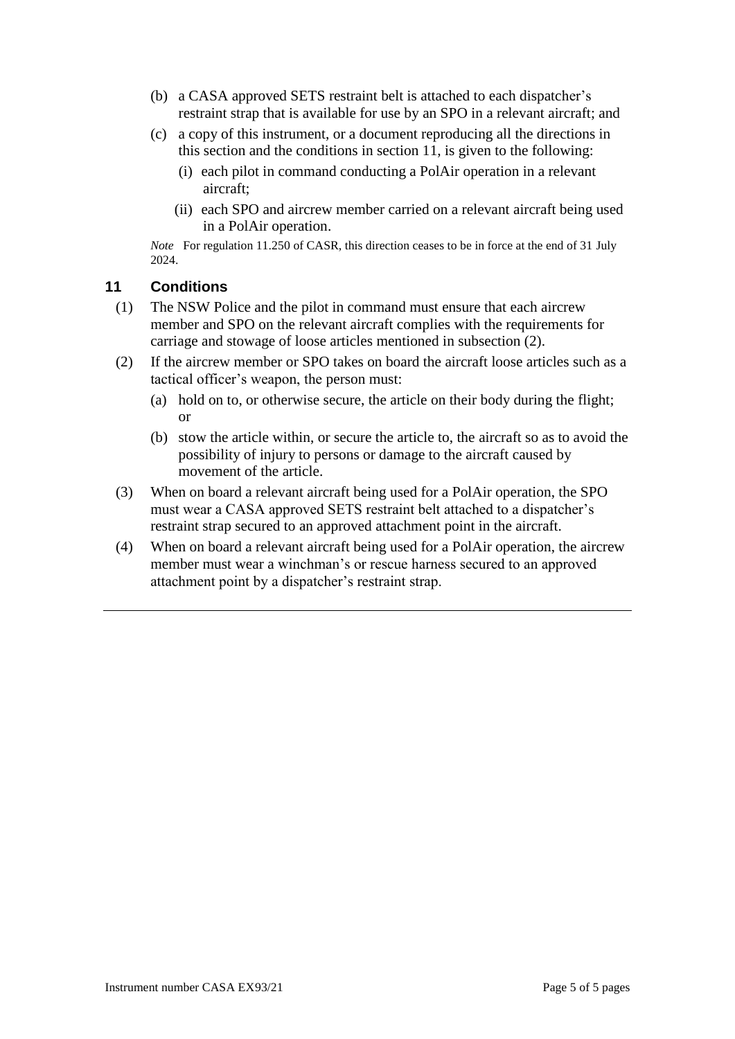(b) a CASA approved SETS restraint belt is attached to each dispatcher's restraint strap that is available for use by an SPO in a relevant aircraft; and

(c) a copy of this instrument, or a document reproducing all the directions in this section and the conditions in section 11, is given to the following:

  (i) each pilot in command conducting a PolAir operation in a relevant aircraft;

  (ii) each SPO and aircrew member carried on a relevant aircraft being used in a PolAir operation.

*Note* For regulation 11.250 of CASR, this direction ceases to be in force at the end of 31 July 2024.

## 11 Conditions

(1) The NSW Police and the pilot in command must ensure that each aircrew member and SPO on the relevant aircraft complies with the requirements for carriage and stowage of loose articles mentioned in subsection (2).

(2) If the aircrew member or SPO takes on board the aircraft loose articles such as a tactical officer's weapon, the person must:

  (a) hold on to, or otherwise secure, the article on their body during the flight; or

  (b) stow the article within, or secure the article to, the aircraft so as to avoid the possibility of injury to persons or damage to the aircraft caused by movement of the article.

(3) When on board a relevant aircraft being used for a PolAir operation, the SPO must wear a CASA approved SETS restraint belt attached to a dispatcher's restraint strap secured to an approved attachment point in the aircraft.

(4) When on board a relevant aircraft being used for a PolAir operation, the aircrew member must wear a winchman's or rescue harness secured to an approved attachment point by a dispatcher's restraint strap.